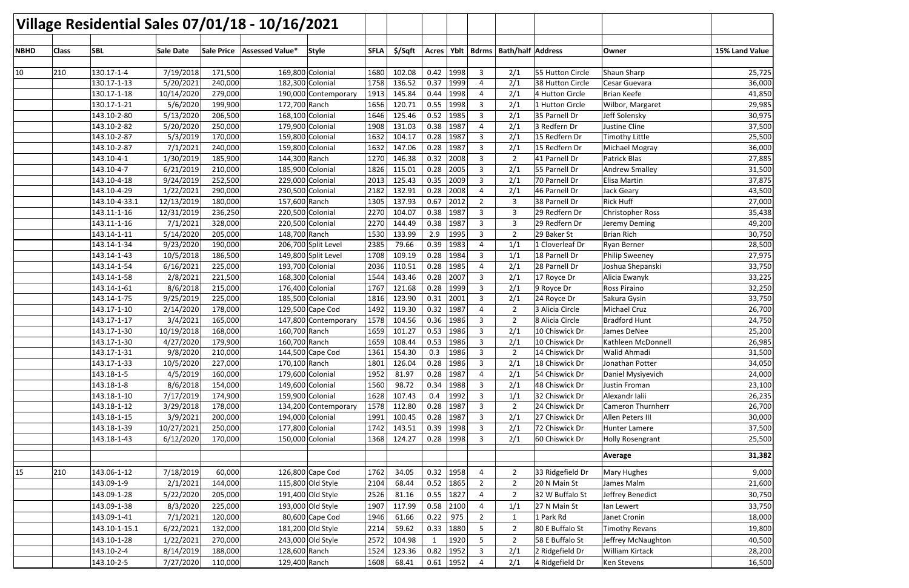# Village Residential Sales 07/01/18 - 10/16/2021

| NBHD | Class | SBL | Sale Date | Sale Price | Assessed Value* | Style | SFLA | $/Sqft | Acres | Yblt | Bdrms | Bath/half | Address | Owner | 15% Land Value |
|---|---|---|---|---|---|---|---|---|---|---|---|---|---|---|---|
| 10 | 210 | 130.17-1-4 | 7/19/2018 | 171,500 | 169,800 | Colonial | 1680 | 102.08 | 0.42 | 1998 | 3 | 2/1 | 55 Hutton Circle | Shaun Sharp | 25,725 |
| | | 130.17-1-13 | 5/20/2021 | 240,000 | 182,300 | Colonial | 1758 | 136.52 | 0.37 | 1999 | 4 | 2/1 | 38 Hutton Circle | Cesar Guevara | 36,000 |
| | | 130.17-1-18 | 10/14/2020 | 279,000 | 190,000 | Contemporary | 1913 | 145.84 | 0.44 | 1998 | 4 | 2/1 | 4 Hutton Circle | Brian Keefe | 41,850 |
| | | 130.17-1-21 | 5/6/2020 | 199,900 | 172,700 | Ranch | 1656 | 120.71 | 0.55 | 1998 | 3 | 2/1 | 1 Hutton Circle | Wilbor, Margaret | 29,985 |
| | | 143.10-2-80 | 5/13/2020 | 206,500 | 168,100 | Colonial | 1646 | 125.46 | 0.52 | 1985 | 3 | 2/1 | 35 Parnell Dr | Jeff Solensky | 30,975 |
| | | 143.10-2-82 | 5/20/2020 | 250,000 | 179,900 | Colonial | 1908 | 131.03 | 0.38 | 1987 | 4 | 2/1 | 3 Redfern Dr | Justine Cline | 37,500 |
| | | 143.10-2-87 | 5/3/2019 | 170,000 | 159,800 | Colonial | 1632 | 104.17 | 0.28 | 1987 | 3 | 2/1 | 15 Redfern Dr | Timothy Little | 25,500 |
| | | 143.10-2-87 | 7/1/2021 | 240,000 | 159,800 | Colonial | 1632 | 147.06 | 0.28 | 1987 | 3 | 2/1 | 15 Redfern Dr | Michael Mogray | 36,000 |
| | | 143.10-4-1 | 1/30/2019 | 185,900 | 144,300 | Ranch | 1270 | 146.38 | 0.32 | 2008 | 3 | 2 | 41 Parnell Dr | Patrick Blas | 27,885 |
| | | 143.10-4-7 | 6/21/2019 | 210,000 | 185,900 | Colonial | 1826 | 115.01 | 0.28 | 2005 | 3 | 2/1 | 55 Parnell Dr | Andrew Smalley | 31,500 |
| | | 143.10-4-18 | 9/24/2019 | 252,500 | 229,000 | Colonial | 2013 | 125.43 | 0.35 | 2009 | 3 | 2/1 | 70 Parnell Dr | Elisa Martin | 37,875 |
| | | 143.10-4-29 | 1/22/2021 | 290,000 | 230,500 | Colonial | 2182 | 132.91 | 0.28 | 2008 | 4 | 2/1 | 46 Parnell Dr | Jack Geary | 43,500 |
| | | 143.10-4-33.1 | 12/13/2019 | 180,000 | 157,600 | Ranch | 1305 | 137.93 | 0.67 | 2012 | 2 | 3 | 38 Parnell Dr | Rick Huff | 27,000 |
| | | 143.11-1-16 | 12/31/2019 | 236,250 | 220,500 | Colonial | 2270 | 104.07 | 0.38 | 1987 | 3 | 3 | 29 Redfern Dr | Christopher Ross | 35,438 |
| | | 143.11-1-16 | 7/1/2021 | 328,000 | 220,500 | Colonial | 2270 | 144.49 | 0.38 | 1987 | 3 | 3 | 29 Redfern Dr | Jeremy Deming | 49,200 |
| | | 143.14-1-11 | 5/14/2020 | 205,000 | 148,700 | Ranch | 1530 | 133.99 | 2.9 | 1995 | 3 | 2 | 29 Baker St | Brian Rich | 30,750 |
| | | 143.14-1-34 | 9/23/2020 | 190,000 | 206,700 | Split Level | 2385 | 79.66 | 0.39 | 1983 | 4 | 1/1 | 1 Cloverleaf Dr | Ryan Berner | 28,500 |
| | | 143.14-1-43 | 10/5/2018 | 186,500 | 149,800 | Split Level | 1708 | 109.19 | 0.28 | 1984 | 3 | 1/1 | 18 Parnell Dr | Philip Sweeney | 27,975 |
| | | 143.14-1-54 | 6/16/2021 | 225,000 | 193,700 | Colonial | 2036 | 110.51 | 0.28 | 1985 | 4 | 2/1 | 28 Parnell Dr | Joshua Shepanski | 33,750 |
| | | 143.14-1-58 | 2/8/2021 | 221,500 | 168,300 | Colonial | 1544 | 143.46 | 0.28 | 2007 | 3 | 2/1 | 17 Royce Dr | Alicia Ewanyk | 33,225 |
| | | 143.14-1-61 | 8/6/2018 | 215,000 | 176,400 | Colonial | 1767 | 121.68 | 0.28 | 1999 | 3 | 2/1 | 9 Royce Dr | Ross Piraino | 32,250 |
| | | 143.14-1-75 | 9/25/2019 | 225,000 | 185,500 | Colonial | 1816 | 123.90 | 0.31 | 2001 | 3 | 2/1 | 24 Royce Dr | Sakura Gysin | 33,750 |
| | | 143.17-1-10 | 2/14/2020 | 178,000 | 129,500 | Cape Cod | 1492 | 119.30 | 0.32 | 1987 | 4 | 2 | 3 Alicia Circle | Michael Cruz | 26,700 |
| | | 143.17-1-17 | 3/4/2021 | 165,000 | 147,800 | Contemporary | 1578 | 104.56 | 0.36 | 1986 | 3 | 2 | 8 Alicia Circle | Bradford Hunt | 24,750 |
| | | 143.17-1-30 | 10/19/2018 | 168,000 | 160,700 | Ranch | 1659 | 101.27 | 0.53 | 1986 | 3 | 2/1 | 10 Chiswick Dr | James DeNee | 25,200 |
| | | 143.17-1-30 | 4/27/2020 | 179,900 | 160,700 | Ranch | 1659 | 108.44 | 0.53 | 1986 | 3 | 2/1 | 10 Chiswick Dr | Kathleen McDonnell | 26,985 |
| | | 143.17-1-31 | 9/8/2020 | 210,000 | 144,500 | Cape Cod | 1361 | 154.30 | 0.3 | 1986 | 3 | 2 | 14 Chiswick Dr | Walid Ahmadi | 31,500 |
| | | 143.17-1-33 | 10/5/2020 | 227,000 | 170,100 | Ranch | 1801 | 126.04 | 0.28 | 1986 | 3 | 2/1 | 18 Chiswick Dr | Jonathan Potter | 34,050 |
| | | 143.18-1-5 | 4/5/2019 | 160,000 | 179,600 | Colonial | 1952 | 81.97 | 0.28 | 1987 | 4 | 2/1 | 54 Chiswick Dr | Daniel Mysiyevich | 24,000 |
| | | 143.18-1-8 | 8/6/2018 | 154,000 | 149,600 | Colonial | 1560 | 98.72 | 0.34 | 1988 | 3 | 2/1 | 48 Chiswick Dr | Justin Froman | 23,100 |
| | | 143.18-1-10 | 7/17/2019 | 174,900 | 159,900 | Colonial | 1628 | 107.43 | 0.4 | 1992 | 3 | 1/1 | 32 Chiswick Dr | Alexandr Ialii | 26,235 |
| | | 143.18-1-12 | 3/29/2018 | 178,000 | 134,200 | Contemporary | 1578 | 112.80 | 0.28 | 1987 | 3 | 2 | 24 Chiswick Dr | Cameron Thurnherr | 26,700 |
| | | 143.18-1-15 | 3/9/2021 | 200,000 | 194,000 | Colonial | 1991 | 100.45 | 0.28 | 1987 | 3 | 2/1 | 27 Chiswick Dr | Allen Peters III | 30,000 |
| | | 143.18-1-39 | 10/27/2021 | 250,000 | 177,800 | Colonial | 1742 | 143.51 | 0.39 | 1998 | 3 | 2/1 | 72 Chiswick Dr | Hunter Lamere | 37,500 |
| | | 143.18-1-43 | 6/12/2020 | 170,000 | 150,000 | Colonial | 1368 | 124.27 | 0.28 | 1998 | 3 | 2/1 | 60 Chiswick Dr | Holly Rosengrant | 25,500 |
| | | | | | | | | | | | | | | **Average** | **31,382** |
| 15 | 210 | 143.06-1-12 | 7/18/2019 | 60,000 | 126,800 | Cape Cod | 1762 | 34.05 | 0.32 | 1958 | 4 | 2 | 33 Ridgefield Dr | Mary Hughes | 9,000 |
| | | 143.09-1-9 | 2/1/2021 | 144,000 | 115,800 | Old Style | 2104 | 68.44 | 0.52 | 1865 | 2 | 2 | 20 N Main St | James Malm | 21,600 |
| | | 143.09-1-28 | 5/22/2020 | 205,000 | 191,400 | Old Style | 2526 | 81.16 | 0.55 | 1827 | 4 | 2 | 32 W Buffalo St | Jeffrey Benedict | 30,750 |
| | | 143.09-1-38 | 8/3/2020 | 225,000 | 193,000 | Old Style | 1907 | 117.99 | 0.58 | 2100 | 4 | 1/1 | 27 N Main St | Ian Lewert | 33,750 |
| | | 143.09-1-41 | 7/1/2021 | 120,000 | 80,600 | Cape Cod | 1946 | 61.66 | 0.22 | 975 | 2 | 1 | 1 Park Rd | Janet Cronin | 18,000 |
| | | 143.10-1-15.1 | 6/22/2021 | 132,000 | 181,200 | Old Style | 2214 | 59.62 | 0.33 | 1880 | 5 | 2 | 80 E Buffalo St | Timothy Revans | 19,800 |
| | | 143.10-1-28 | 1/22/2021 | 270,000 | 243,000 | Old Style | 2572 | 104.98 | 1 | 1920 | 5 | 2 | 58 E Buffalo St | Jeffrey McNaughton | 40,500 |
| | | 143.10-2-4 | 8/14/2019 | 188,000 | 128,600 | Ranch | 1524 | 123.36 | 0.82 | 1952 | 3 | 2/1 | 2 Ridgefield Dr | William Kirtack | 28,200 |
| | | 143.10-2-5 | 7/27/2020 | 110,000 | 129,400 | Ranch | 1608 | 68.41 | 0.61 | 1952 | 4 | 2/1 | 4 Ridgefield Dr | Ken Stevens | 16,500 |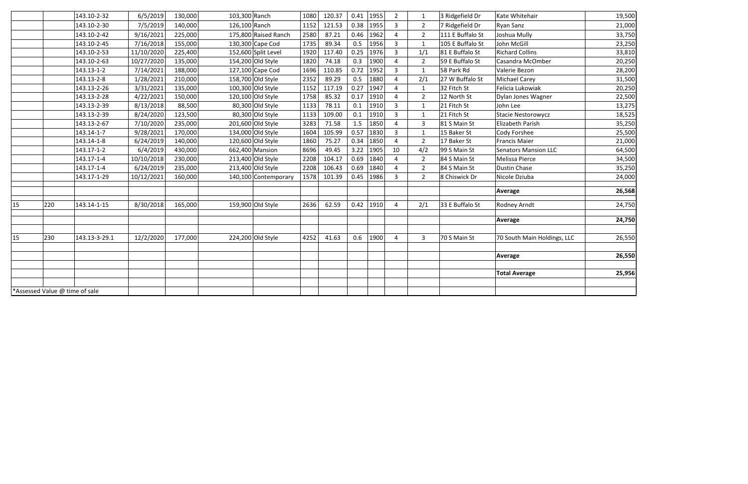| | | | | | | | | | | | | | | | | |
|---|---|---|---|---|---|---|---|---|---|---|---|---|---|---|---|---|
| | | 143.10-2-32 | 6/5/2019 | 130,000 | 103,300 | Ranch | 1080 | 120.37 | 0.41 | 1955 | 2 | 1 | 3 Ridgefield Dr | Kate Whitehair | 19,500 |
| | | 143.10-2-30 | 7/5/2019 | 140,000 | 126,100 | Ranch | 1152 | 121.53 | 0.38 | 1955 | 3 | 2 | 7 Ridgefield Dr | Ryan Sanz | 21,000 |
| | | 143.10-2-42 | 9/16/2021 | 225,000 | 175,800 | Raised Ranch | 2580 | 87.21 | 0.46 | 1962 | 4 | 2 | 111 E Buffalo St | Joshua Mully | 33,750 |
| | | 143.10-2-45 | 7/16/2018 | 155,000 | 130,300 | Cape Cod | 1735 | 89.34 | 0.5 | 1956 | 3 | 1 | 105 E Buffalo St | John McGill | 23,250 |
| | | 143.10-2-53 | 11/10/2020 | 225,400 | 152,600 | Split Level | 1920 | 117.40 | 0.25 | 1976 | 3 | 1/1 | 81 E Buffalo St | Richard Collins | 33,810 |
| | | 143.10-2-63 | 10/27/2020 | 135,000 | 154,200 | Old Style | 1820 | 74.18 | 0.3 | 1900 | 4 | 2 | 59 E Buffalo St | Casandra McOmber | 20,250 |
| | | 143.13-1-2 | 7/14/2021 | 188,000 | 127,100 | Cape Cod | 1696 | 110.85 | 0.72 | 1952 | 3 | 1 | 58 Park Rd | Valerie Bezon | 28,200 |
| | | 143.13-2-8 | 1/28/2021 | 210,000 | 158,700 | Old Style | 2352 | 89.29 | 0.5 | 1880 | 4 | 2/1 | 27 W Buffalo St | Michael Carey | 31,500 |
| | | 143.13-2-26 | 3/31/2021 | 135,000 | 100,300 | Old Style | 1152 | 117.19 | 0.27 | 1947 | 4 | 1 | 32 Fitch St | Felicia Lukowiak | 20,250 |
| | | 143.13-2-28 | 4/22/2021 | 150,000 | 120,100 | Old Style | 1758 | 85.32 | 0.17 | 1910 | 4 | 2 | 12 North St | Dylan Jones Wagner | 22,500 |
| | | 143.13-2-39 | 8/13/2018 | 88,500 | 80,300 | Old Style | 1133 | 78.11 | 0.1 | 1910 | 3 | 1 | 21 Fitch St | John Lee | 13,275 |
| | | 143.13-2-39 | 8/24/2020 | 123,500 | 80,300 | Old Style | 1133 | 109.00 | 0.1 | 1910 | 3 | 1 | 21 Fitch St | Stacie Nestorowycz | 18,525 |
| | | 143.13-2-67 | 7/10/2020 | 235,000 | 201,600 | Old Style | 3283 | 71.58 | 1.5 | 1850 | 4 | 3 | 81 S Main St | Elizabeth Parish | 35,250 |
| | | 143.14-1-7 | 9/28/2021 | 170,000 | 134,000 | Old Style | 1604 | 105.99 | 0.57 | 1830 | 3 | 1 | 15 Baker St | Cody Forshee | 25,500 |
| | | 143.14-1-8 | 6/24/2019 | 140,000 | 120,600 | Old Style | 1860 | 75.27 | 0.34 | 1850 | 4 | 2 | 17 Baker St | Francis Maier | 21,000 |
| | | 143.17-1-2 | 6/4/2019 | 430,000 | 662,400 | Mansion | 8696 | 49.45 | 3.22 | 1905 | 10 | 4/2 | 99 S Main St | Senators Mansion LLC | 64,500 |
| | | 143.17-1-4 | 10/10/2018 | 230,000 | 213,400 | Old Style | 2208 | 104.17 | 0.69 | 1840 | 4 | 2 | 84 S Main St | Melissa Pierce | 34,500 |
| | | 143.17-1-4 | 6/24/2019 | 235,000 | 213,400 | Old Style | 2208 | 106.43 | 0.69 | 1840 | 4 | 2 | 84 S Main St | Dustin Chase | 35,250 |
| | | 143.17-1-29 | 10/12/2021 | 160,000 | 140,100 | Contemporary | 1578 | 101.39 | 0.45 | 1986 | 3 | 2 | 8 Chiswick Dr | Nicole Dziuba | 24,000 |
| | | | | | | | | | | | | | | **Average** | **26,568** |
| 15 | 220 | 143.14-1-15 | 8/30/2018 | 165,000 | 159,900 | Old Style | 2636 | 62.59 | 0.42 | 1910 | 4 | 2/1 | 33 E Buffalo St | Rodney Arndt | 24,750 |
| | | | | | | | | | | | | | | **Average** | **24,750** |
| 15 | 230 | 143.13-3-29.1 | 12/2/2020 | 177,000 | 224,200 | Old Style | 4252 | 41.63 | 0.6 | 1900 | 4 | 3 | 70 S Main St | 70 South Main Holdings, LLC | 26,550 |
| | | | | | | | | | | | | | | **Average** | **26,550** |
| | | | | | | | | | | | | | | **Total Average** | **25,956** |

*Assessed Value @ time of sale